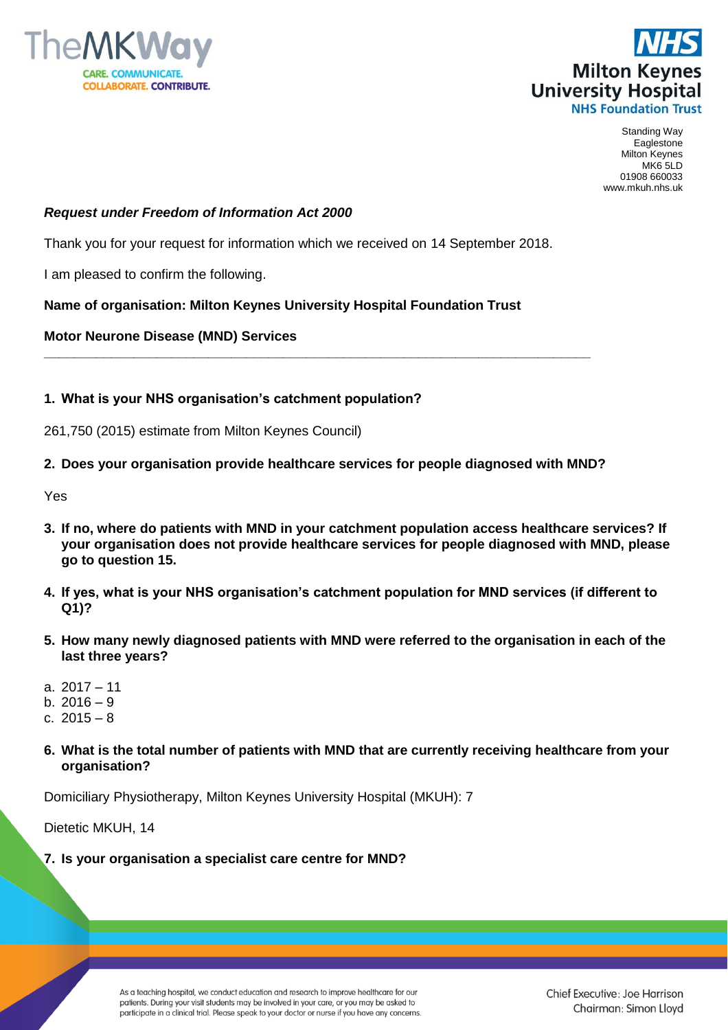Standing Way
Eaglestone
Milton Keynes
MK6 5LD
01908 660033
www.mkuh.nhs.uk

***Request under Freedom of Information Act 2000***

Thank you for your request for information which we received on 14 September 2018.

I am pleased to confirm the following.

**Name of organisation: Milton Keynes University Hospital Foundation Trust**

**Motor Neurone Disease (MND) Services**

---

1. **What is your NHS organisation's catchment population?**

261,750 (2015) estimate from Milton Keynes Council)

2. **Does your organisation provide healthcare services for people diagnosed with MND?**

Yes

3. **If no, where do patients with MND in your catchment population access healthcare services? If your organisation does not provide healthcare services for people diagnosed with MND, please go to question 15.**

4. **If yes, what is your NHS organisation's catchment population for MND services (if different to Q1)?**

5. **How many newly diagnosed patients with MND were referred to the organisation in each of the last three years?**

a. 2017 – 11
b. 2016 – 9
c. 2015 – 8

6. **What is the total number of patients with MND that are currently receiving healthcare from your organisation?**

Domiciliary Physiotherapy, Milton Keynes University Hospital (MKUH): 7

Dietetic MKUH, 14

7. **Is your organisation a specialist care centre for MND?**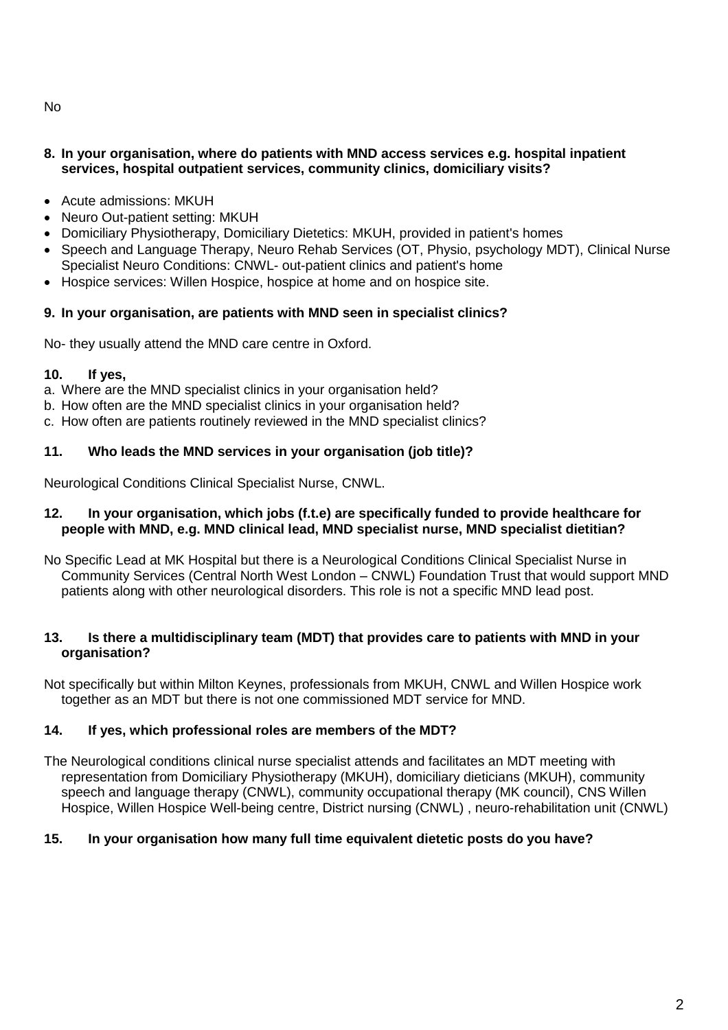No

**8. In your organisation, where do patients with MND access services e.g. hospital inpatient services, hospital outpatient services, community clinics, domiciliary visits?**

- Acute admissions: MKUH
- Neuro Out-patient setting: MKUH
- Domiciliary Physiotherapy, Domiciliary Dietetics: MKUH, provided in patient's homes
- Speech and Language Therapy, Neuro Rehab Services (OT, Physio, psychology MDT), Clinical Nurse Specialist Neuro Conditions: CNWL- out-patient clinics and patient's home
- Hospice services: Willen Hospice, hospice at home and on hospice site.

**9. In your organisation, are patients with MND seen in specialist clinics?**

No- they usually attend the MND care centre in Oxford.

**10. If yes,**

a. Where are the MND specialist clinics in your organisation held?
b. How often are the MND specialist clinics in your organisation held?
c. How often are patients routinely reviewed in the MND specialist clinics?

**11. Who leads the MND services in your organisation (job title)?**

Neurological Conditions Clinical Specialist Nurse, CNWL.

**12. In your organisation, which jobs (f.t.e) are specifically funded to provide healthcare for people with MND, e.g. MND clinical lead, MND specialist nurse, MND specialist dietitian?**

No Specific Lead at MK Hospital but there is a Neurological Conditions Clinical Specialist Nurse in Community Services (Central North West London – CNWL) Foundation Trust that would support MND patients along with other neurological disorders. This role is not a specific MND lead post.

**13. Is there a multidisciplinary team (MDT) that provides care to patients with MND in your organisation?**

Not specifically but within Milton Keynes, professionals from MKUH, CNWL and Willen Hospice work together as an MDT but there is not one commissioned MDT service for MND.

**14. If yes, which professional roles are members of the MDT?**

The Neurological conditions clinical nurse specialist attends and facilitates an MDT meeting with representation from Domiciliary Physiotherapy (MKUH), domiciliary dieticians (MKUH), community speech and language therapy (CNWL), community occupational therapy (MK council), CNS Willen Hospice, Willen Hospice Well-being centre, District nursing (CNWL) , neuro-rehabilitation unit (CNWL)

**15. In your organisation how many full time equivalent dietetic posts do you have?**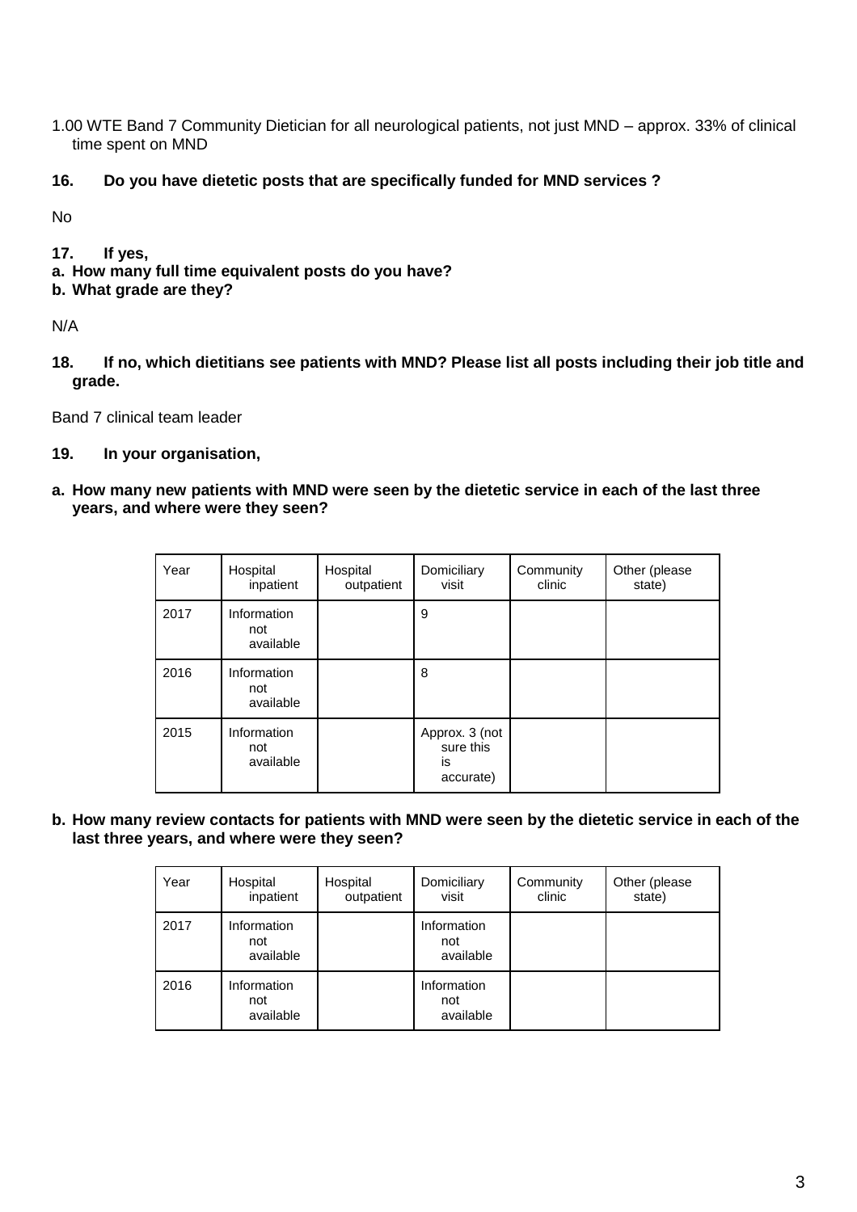1.00 WTE Band 7 Community Dietician for all neurological patients, not just MND – approx. 33% of clinical time spent on MND

**16. Do you have dietetic posts that are specifically funded for MND services ?**

No

**17. If yes,**

**a. How many full time equivalent posts do you have?**

**b. What grade are they?**

N/A

**18. If no, which dietitians see patients with MND? Please list all posts including their job title and grade.**

Band 7 clinical team leader

**19. In your organisation,**

**a. How many new patients with MND were seen by the dietetic service in each of the last three years, and where were they seen?**

| Year | Hospital inpatient | Hospital outpatient | Domiciliary visit | Community clinic | Other (please state) |
|---|---|---|---|---|---|
| 2017 | Information not available | | 9 | | |
| 2016 | Information not available | | 8 | | |
| 2015 | Information not available | | Approx. 3 (not sure this is accurate) | | |

**b. How many review contacts for patients with MND were seen by the dietetic service in each of the last three years, and where were they seen?**

| Year | Hospital inpatient | Hospital outpatient | Domiciliary visit | Community clinic | Other (please state) |
|---|---|---|---|---|---|
| 2017 | Information not available | | Information not available | | |
| 2016 | Information not available | | Information not available | | |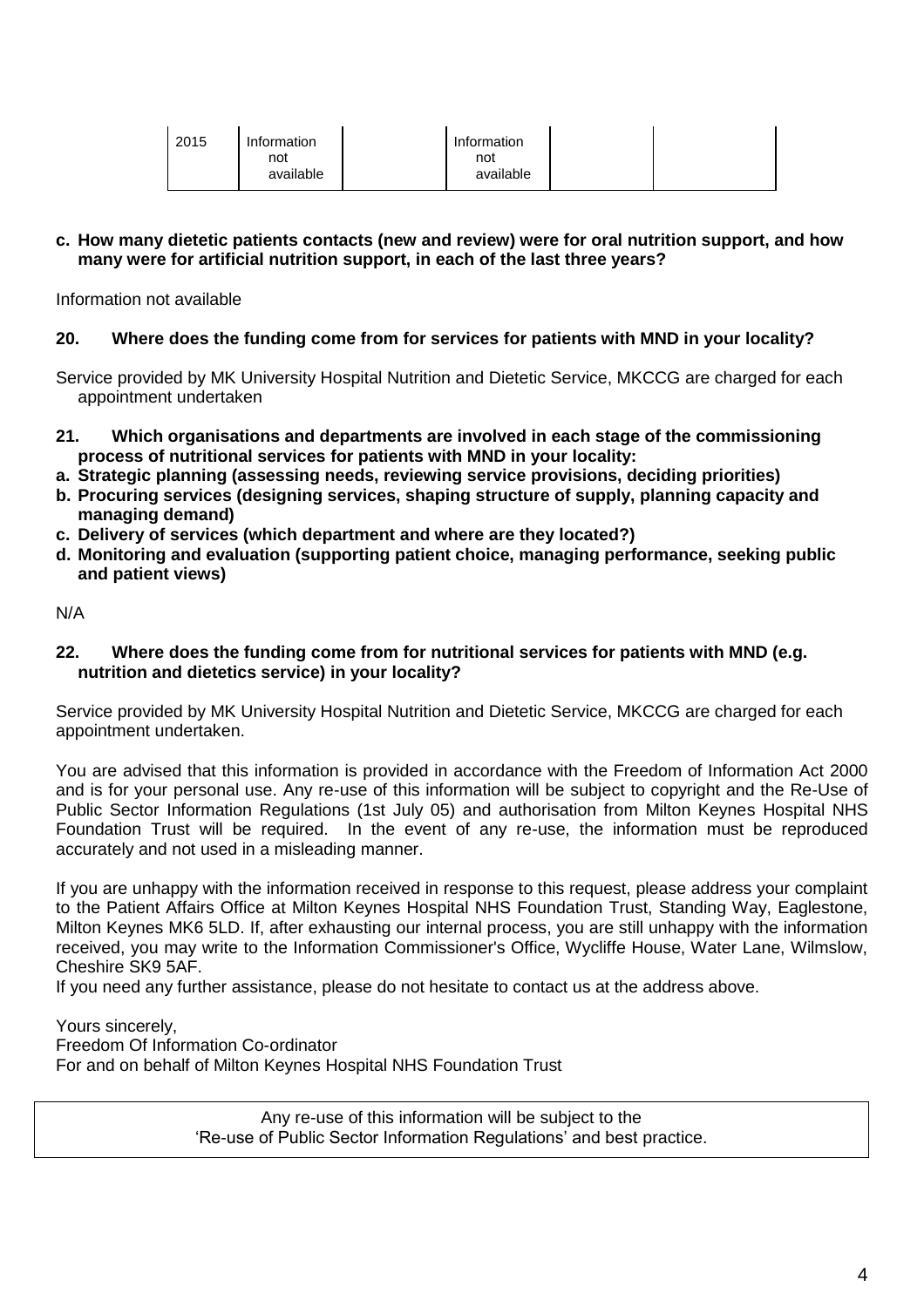| | | | | | |
|---|---|---|---|---|---|
| 2015 | Information not available | | Information not available | | |

**c. How many dietetic patients contacts (new and review) were for oral nutrition support, and how many were for artificial nutrition support, in each of the last three years?**

Information not available

**20. Where does the funding come from for services for patients with MND in your locality?**

Service provided by MK University Hospital Nutrition and Dietetic Service, MKCCG are charged for each appointment undertaken

**21. Which organisations and departments are involved in each stage of the commissioning process of nutritional services for patients with MND in your locality:**

**a. Strategic planning (assessing needs, reviewing service provisions, deciding priorities)**

**b. Procuring services (designing services, shaping structure of supply, planning capacity and managing demand)**

**c. Delivery of services (which department and where are they located?)**

**d. Monitoring and evaluation (supporting patient choice, managing performance, seeking public and patient views)**

N/A

**22. Where does the funding come from for nutritional services for patients with MND (e.g. nutrition and dietetics service) in your locality?**

Service provided by MK University Hospital Nutrition and Dietetic Service, MKCCG are charged for each appointment undertaken.

You are advised that this information is provided in accordance with the Freedom of Information Act 2000 and is for your personal use. Any re-use of this information will be subject to copyright and the Re-Use of Public Sector Information Regulations (1st July 05) and authorisation from Milton Keynes Hospital NHS Foundation Trust will be required. In the event of any re-use, the information must be reproduced accurately and not used in a misleading manner.

If you are unhappy with the information received in response to this request, please address your complaint to the Patient Affairs Office at Milton Keynes Hospital NHS Foundation Trust, Standing Way, Eaglestone, Milton Keynes MK6 5LD. If, after exhausting our internal process, you are still unhappy with the information received, you may write to the Information Commissioner's Office, Wycliffe House, Water Lane, Wilmslow, Cheshire SK9 5AF.

If you need any further assistance, please do not hesitate to contact us at the address above.

Yours sincerely,
Freedom Of Information Co-ordinator
For and on behalf of Milton Keynes Hospital NHS Foundation Trust

Any re-use of this information will be subject to the
'Re-use of Public Sector Information Regulations' and best practice.